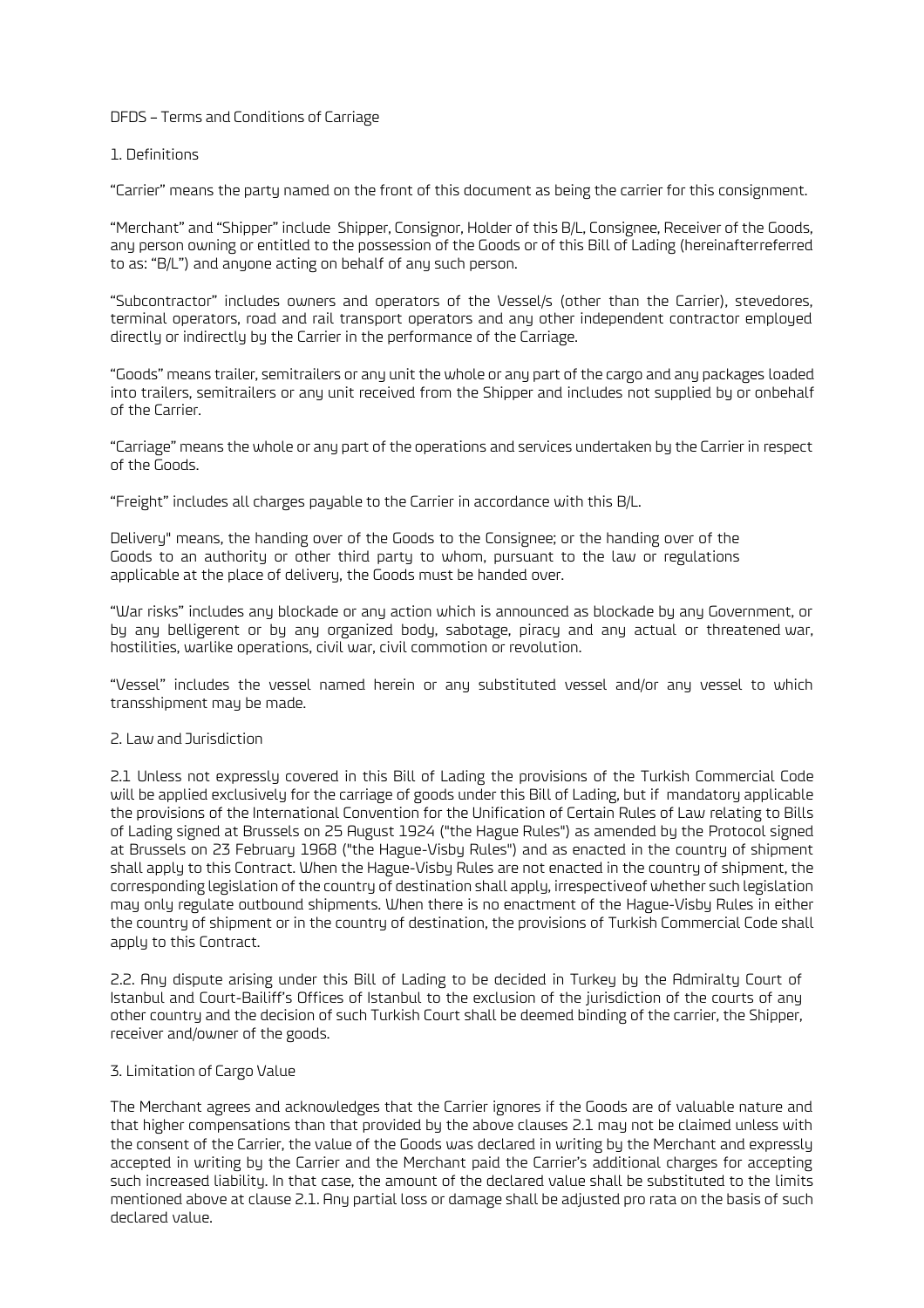DFDS – Terms and Conditions of Carriage

## 1. Definitions

"Carrier" means the party named on the front of this document as being the carrier for this consignment.

"Merchant" and "Shipper" include Shipper, Consignor, Holder of this B/L, Consignee, Receiver of the Goods, any person owning or entitled to the possession of the Goods or of this Bill of Lading (hereinafterreferred to as: "B/L") and anyone acting on behalf of any such person.

"Subcontractor" includes owners and operators of the Vessel/s (other than the Carrier), stevedores, terminal operators, road and rail transport operators and any other independent contractor employed directly or indirectly by the Carrier in the performance of the Carriage.

"Goods" means trailer, semitrailers or any unit the whole or any part of the cargo and any packages loaded into trailers, semitrailers or any unit received from the Shipper and includes not supplied by or onbehalf of the Carrier.

"Carriage" means the whole or any part of the operations and services undertaken by the Carrier in respect of the Goods.

"Freight" includes all charges payable to the Carrier in accordance with this B/L.

Delivery" means, the handing over of the Goods to the Consignee; or the handing over of the Goods to an authority or other third party to whom, pursuant to the law or regulations applicable at the place of delivery, the Goods must be handed over.

"War risks" includes any blockade or any action which is announced as blockade by any Government, or by any belligerent or by any organized body, sabotage, piracy and any actual or threatened war, hostilities, warlike operations, civil war, civil commotion or revolution.

"Vessel" includes the vessel named herein or any substituted vessel and/or any vessel to which transshipment may be made.

## 2. Law and Jurisdiction

2.1 Unless not expressly covered in this Bill of Lading the provisions of the Turkish Commercial Code will be applied exclusively for the carriage of goods under this Bill of Lading, but if mandatory applicable the provisions of the International Convention for the Unification of Certain Rules of Law relating to Bills of Lading signed at Brussels on 25 August 1924 ("the Hague Rules") as amended by the Protocol signed at Brussels on 23 February 1968 ("the Hague-Visby Rules") and as enacted in the country of shipment shall apply to this Contract. When the Hague-Visby Rules are not enacted in the country of shipment, the corresponding legislation of the country of destination shall apply, irrespectiveof whether such legislation may only regulate outbound shipments. When there is no enactment of the Hague-Visby Rules in either the country of shipment or in the country of destination, the provisions of Turkish Commercial Code shall apply to this Contract.

2.2. Any dispute arising under this Bill of Lading to be decided in Turkey by the Admiralty Court of Istanbul and Court-Bailiff's Offices of Istanbul to the exclusion of the jurisdiction of the courts of any other country and the decision of such Turkish Court shall be deemed binding of the carrier, the Shipper, receiver and/owner of the goods.

## 3. Limitation of Cargo Value

The Merchant agrees and acknowledges that the Carrier ignores if the Goods are of valuable nature and that higher compensations than that provided by the above clauses 2.1 may not be claimed unless with the consent of the Carrier, the value of the Goods was declared in writing by the Merchant and expressly accepted in writing by the Carrier and the Merchant paid the Carrier's additional charges for accepting such increased liability. In that case, the amount of the declared value shall be substituted to the limits mentioned above at clause 2.1. Any partial loss or damage shall be adjusted pro rata on the basis of such declared value.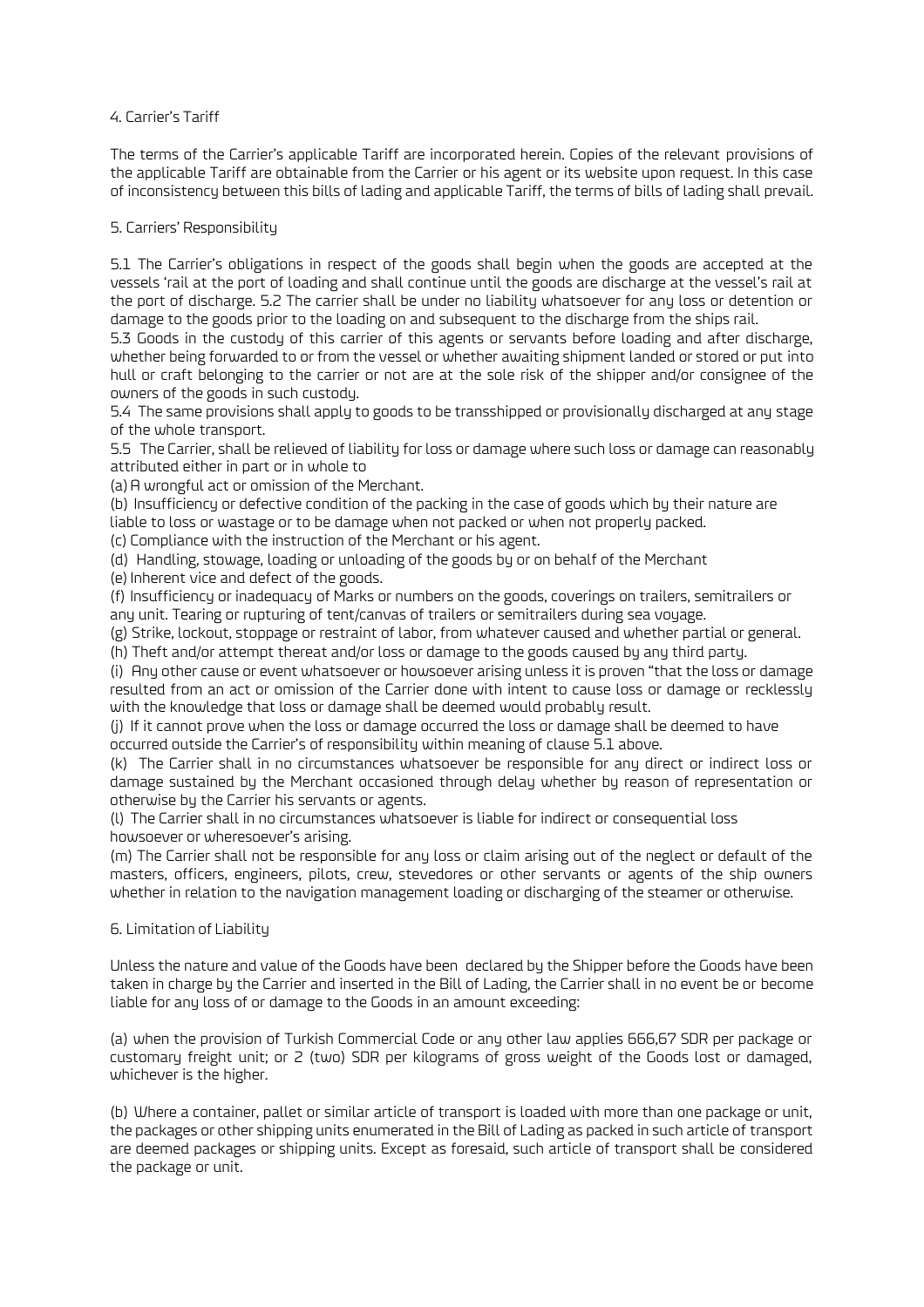4. Carrier's Tariff

The terms of the Carrier's applicable Tariff are incorporated herein. Copies of the relevant provisions of the applicable Tariff are obtainable from the Carrier or his agent or its website upon request. In this case of inconsistency between this bills of lading and applicable Tariff, the terms of bills of lading shall prevail.

5. Carriers' Responsibility

5.1 The Carrier's obligations in respect of the goods shall begin when the goods are accepted at the vessels 'rail at the port of loading and shall continue until the goods are discharge at the vessel's rail at the port of discharge. 5.2 The carrier shall be under no liability whatsoever for any loss or detention or damage to the goods prior to the loading on and subsequent to the discharge from the ships rail.

5.3 Goods in the custody of this carrier of this agents or servants before loading and after discharge, whether being forwarded to or from the vessel or whether awaiting shipment landed or stored or put into hull or craft belonging to the carrier or not are at the sole risk of the shipper and/or consignee of the owners of the goods in such custody.

5.4 The same provisions shall apply to goods to be transshipped or provisionally discharged at any stage of the whole transport.

5.5 The Carrier, shall be relieved of liability for loss or damage where such loss or damage can reasonably attributed either in part or in whole to

(a) A wrongful act or omission of the Merchant.

(b) Insufficiency or defective condition of the packing in the case of goods which by their nature are liable to loss or wastage or to be damage when not packed or when not properly packed.

(c) Compliance with the instruction of the Merchant or his agent.

(d) Handling, stowage, loading or unloading of the goods by or on behalf of the Merchant

(e) Inherent vice and defect of the goods.

(f) Insufficiency or inadequacy of Marks or numbers on the goods, coverings on trailers, semitrailers or any unit. Tearing or rupturing of tent/canvas of trailers or semitrailers during sea voyage.

(g) Strike, lockout, stoppage or restraint of labor, from whatever caused and whether partial or general.

(h) Theft and/or attempt thereat and/or loss or damage to the goods caused by any third party.

(i) Any other cause or event whatsoever or howsoever arising unless it is proven "that the loss or damage resulted from an act or omission of the Carrier done with intent to cause loss or damage or recklessly with the knowledge that loss or damage shall be deemed would probably result.

(j) If it cannot prove when the loss or damage occurred the loss or damage shall be deemed to have occurred outside the Carrier's of responsibility within meaning of clause 5.1 above.

(k) The Carrier shall in no circumstances whatsoever be responsible for any direct or indirect loss or damage sustained by the Merchant occasioned through delay whether by reason of representation or otherwise by the Carrier his servants or agents.

(l) The Carrier shall in no circumstances whatsoever is liable for indirect or consequential loss howsoever or wheresoever's arising.

(m) The Carrier shall not be responsible for any loss or claim arising out of the neglect or default of the masters, officers, engineers, pilots, crew, stevedores or other servants or agents of the ship owners whether in relation to the navigation management loading or discharging of the steamer or otherwise.

6. Limitation of Liability

Unless the nature and value of the Goods have been declared by the Shipper before the Goods have been taken in charge by the Carrier and inserted in the Bill of Lading, the Carrier shall in no event be or become liable for any loss of or damage to the Goods in an amount exceeding:

(a) when the provision of Turkish Commercial Code or any other law applies 666,67 SDR per package or customary freight unit; or 2 (two) SDR per kilograms of gross weight of the Goods lost or damaged, whichever is the higher.

(b) Where a container, pallet or similar article of transport is loaded with more than one package or unit, the packages or other shipping units enumerated in the Bill of Lading as packed in such article of transport are deemed packages or shipping units. Except as foresaid, such article of transport shall be considered the package or unit.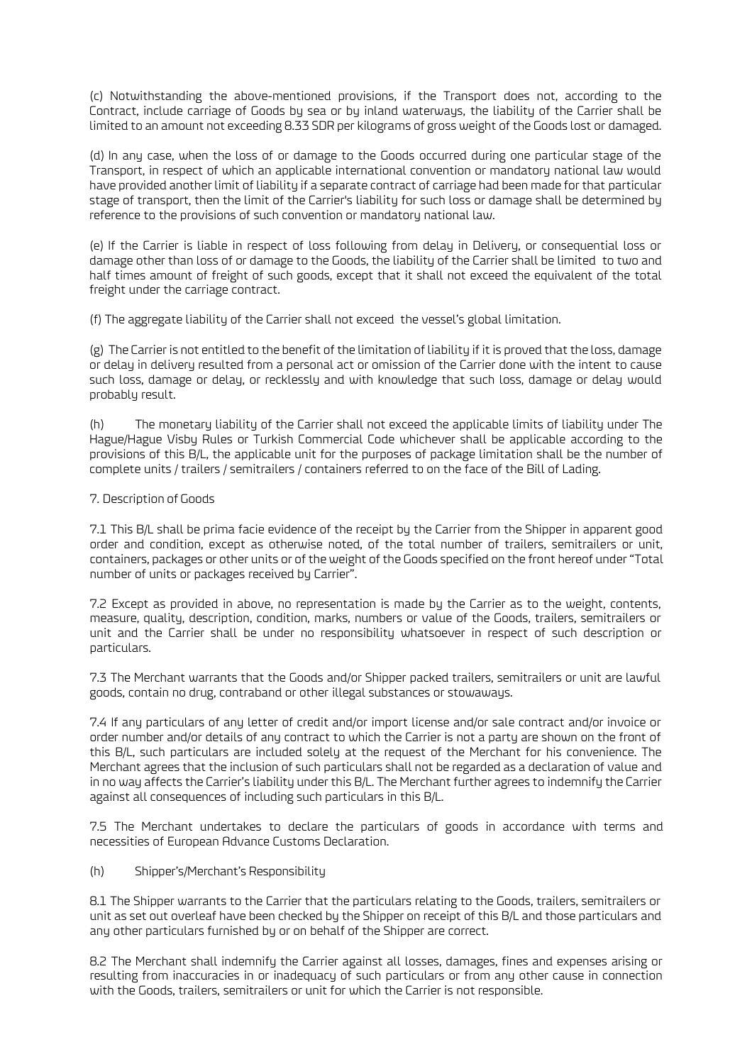(c) Notwithstanding the above-mentioned provisions, if the Transport does not, according to the Contract, include carriage of Goods by sea or by inland waterways, the liability of the Carrier shall be limited to an amount not exceeding 8.33 SDR per kilograms of gross weight of the Goods lost or damaged.

(d) In any case, when the loss of or damage to the Goods occurred during one particular stage of the Transport, in respect of which an applicable international convention or mandatory national law would have provided another limit of liability if a separate contract of carriage had been made for that particular stage of transport, then the limit of the Carrier's liability for such loss or damage shall be determined by reference to the provisions of such convention or mandatory national law.

(e) If the Carrier is liable in respect of loss following from delay in Delivery, or consequential loss or damage other than loss of or damage to the Goods, the liability of the Carrier shall be limited to two and half times amount of freight of such goods, except that it shall not exceed the equivalent of the total freight under the carriage contract.

(f) The aggregate liability of the Carrier shall not exceed the vessel's global limitation.

(g) The Carrier is not entitled to the benefit of the limitation of liability if it is proved that the loss, damage or delay in delivery resulted from a personal act or omission of the Carrier done with the intent to cause such loss, damage or delay, or recklessly and with knowledge that such loss, damage or delay would probably result.

(h) The monetary liability of the Carrier shall not exceed the applicable limits of liability under The Hague/Hague Visby Rules or Turkish Commercial Code whichever shall be applicable according to the provisions of this B/L, the applicable unit for the purposes of package limitation shall be the number of complete units / trailers / semitrailers / containers referred to on the face of the Bill of Lading.

7. Description of Goods

7.1 This B/L shall be prima facie evidence of the receipt by the Carrier from the Shipper in apparent good order and condition, except as otherwise noted, of the total number of trailers, semitrailers or unit, containers, packages or other units or of the weight of the Goods specified on the front hereof under "Total number of units or packages received by Carrier".

7.2 Except as provided in above, no representation is made by the Carrier as to the weight, contents, measure, quality, description, condition, marks, numbers or value of the Goods, trailers, semitrailers or unit and the Carrier shall be under no responsibility whatsoever in respect of such description or particulars.

7.3 The Merchant warrants that the Goods and/or Shipper packed trailers, semitrailers or unit are lawful goods, contain no drug, contraband or other illegal substances or stowaways.

7.4 If any particulars of any letter of credit and/or import license and/or sale contract and/or invoice or order number and/or details of any contract to which the Carrier is not a party are shown on the front of this B/L, such particulars are included solely at the request of the Merchant for his convenience. The Merchant agrees that the inclusion of such particulars shall not be regarded as a declaration of value and in no way affects the Carrier's liability under this B/L. The Merchant further agrees to indemnify the Carrier against all consequences of including such particulars in this B/L.

7.5 The Merchant undertakes to declare the particulars of goods in accordance with terms and necessities of European Advance Customs Declaration.

(h) Shipper's/Merchant's Responsibility

8.1 The Shipper warrants to the Carrier that the particulars relating to the Goods, trailers, semitrailers or unit as set out overleaf have been checked by the Shipper on receipt of this B/L and those particulars and any other particulars furnished by or on behalf of the Shipper are correct.

8.2 The Merchant shall indemnify the Carrier against all losses, damages, fines and expenses arising or resulting from inaccuracies in or inadequacy of such particulars or from any other cause in connection with the Goods, trailers, semitrailers or unit for which the Carrier is not responsible.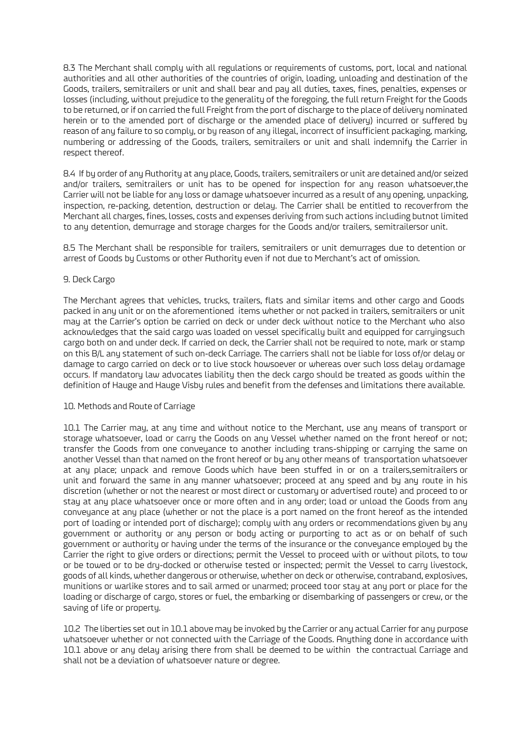8.3 The Merchant shall comply with all regulations or requirements of customs, port, local and national authorities and all other authorities of the countries of origin, loading, unloading and destination of the Goods, trailers, semitrailers or unit and shall bear and pay all duties, taxes, fines, penalties, expenses or losses (including, without prejudice to the generality of the foregoing, the full return Freight for the Goods to be returned, or if on carried the full Freight from the port of discharge to the place of delivery nominated herein or to the amended port of discharge or the amended place of delivery) incurred or suffered by reason of any failure to so comply, or by reason of any illegal, incorrect of insufficient packaging, marking, numbering or addressing of the Goods, trailers, semitrailers or unit and shall indemnify the Carrier in respect thereof.

8.4 If by order of any Authority at any place, Goods, trailers, semitrailers or unit are detained and/or seized and/or trailers, semitrailers or unit has to be opened for inspection for any reason whatsoever,the Carrier will not be liable for any loss or damage whatsoever incurred as a result of any opening, unpacking, inspection, re-packing, detention, destruction or delay. The Carrier shall be entitled to recoverfrom the Merchant all charges, fines, losses, costs and expenses deriving from such actions including butnot limited to any detention, demurrage and storage charges for the Goods and/or trailers, semitrailersor unit.

8.5 The Merchant shall be responsible for trailers, semitrailers or unit demurrages due to detention or arrest of Goods by Customs or other Authority even if not due to Merchant's act of omission.

9. Deck Cargo

The Merchant agrees that vehicles, trucks, trailers, flats and similar items and other cargo and Goods packed in any unit or on the aforementioned items whether or not packed in trailers, semitrailers or unit may at the Carrier's option be carried on deck or under deck without notice to the Merchant who also acknowledges that the said cargo was loaded on vessel specifically built and equipped for carryingsuch cargo both on and under deck. If carried on deck, the Carrier shall not be required to note, mark or stamp on this B/L any statement of such on-deck Carriage. The carriers shall not be liable for loss of/or delay or damage to cargo carried on deck or to live stock howsoever or whereas over such loss delay ordamage occurs. If mandatory law advocates liability then the deck cargo should be treated as goods within the definition of Hauge and Hauge Visby rules and benefit from the defenses and limitations there available.

10. Methods and Route of Carriage

10.1 The Carrier may, at any time and without notice to the Merchant, use any means of transport or storage whatsoever, load or carry the Goods on any Vessel whether named on the front hereof or not; transfer the Goods from one conveyance to another including trans-shipping or carrying the same on another Vessel than that named on the front hereof or by any other means of transportation whatsoever at any place; unpack and remove Goods which have been stuffed in or on a trailers,semitrailers or unit and forward the same in any manner whatsoever; proceed at any speed and by any route in his discretion (whether or not the nearest or most direct or customary or advertised route) and proceed to or stay at any place whatsoever once or more often and in any order; load or unload the Goods from any conveyance at any place (whether or not the place is a port named on the front hereof as the intended port of loading or intended port of discharge); comply with any orders or recommendations given by any government or authority or any person or body acting or purporting to act as or on behalf of such government or authority or having under the terms of the insurance or the conveyance employed by the Carrier the right to give orders or directions; permit the Vessel to proceed with or without pilots, to tow or be towed or to be dry-docked or otherwise tested or inspected; permit the Vessel to carry livestock, goods of all kinds, whether dangerous or otherwise, whether on deck or otherwise, contraband, explosives, munitions or warlike stores and to sail armed or unarmed; proceed toor stay at any port or place for the loading or discharge of cargo, stores or fuel, the embarking or disembarking of passengers or crew, or the saving of life or property.

10.2 The liberties set out in 10.1 above may be invoked by the Carrier or any actual Carrier for any purpose whatsoever whether or not connected with the Carriage of the Goods. Anything done in accordance with 10.1 above or any delay arising there from shall be deemed to be within the contractual Carriage and shall not be a deviation of whatsoever nature or degree.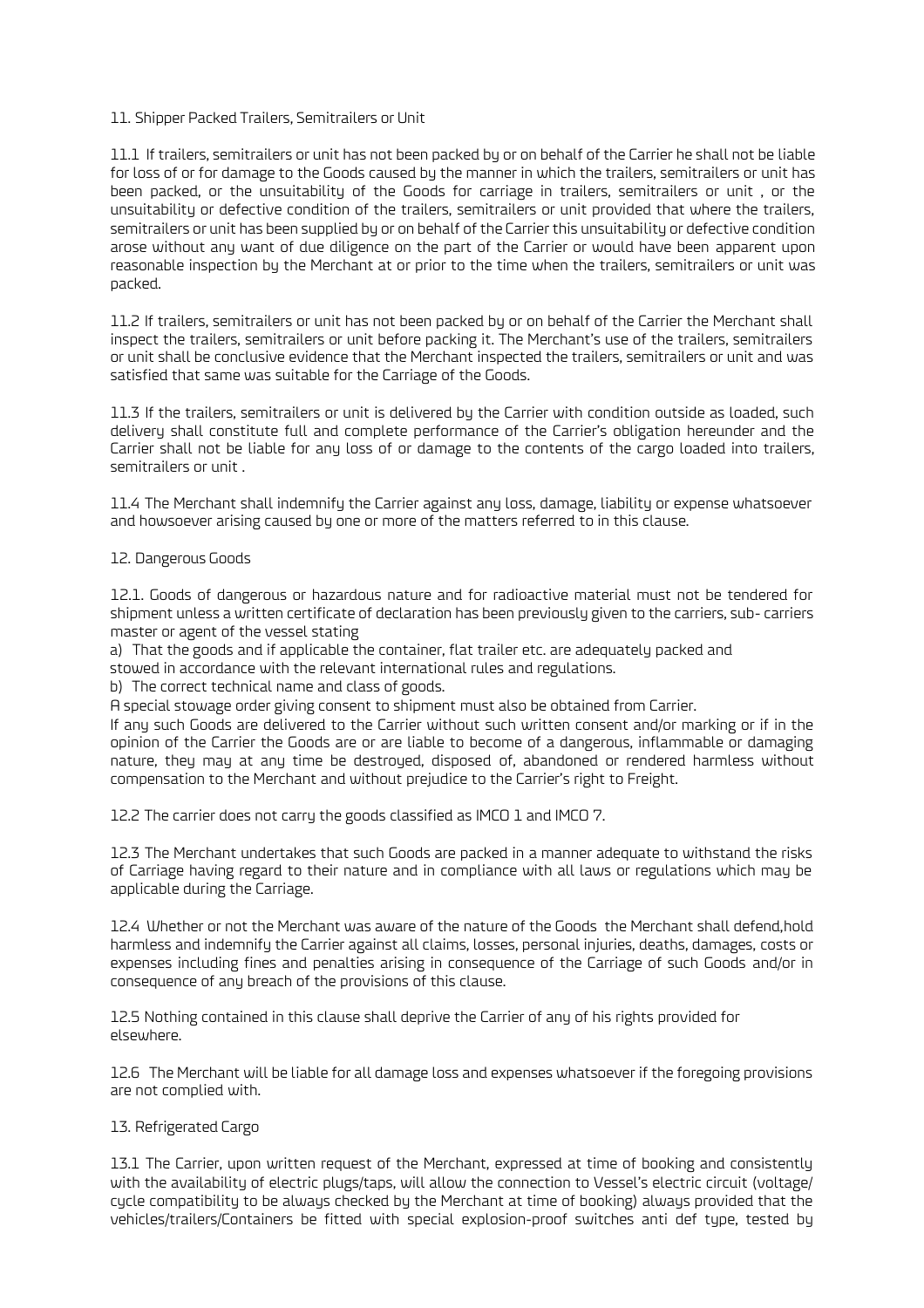## 11. Shipper Packed Trailers, Semitrailers or Unit

11.1 If trailers, semitrailers or unit has not been packed by or on behalf of the Carrier he shall not be liable for loss of or for damage to the Goods caused by the manner in which the trailers, semitrailers or unit has been packed, or the unsuitability of the Goods for carriage in trailers, semitrailers or unit , or the unsuitability or defective condition of the trailers, semitrailers or unit provided that where the trailers, semitrailers or unit has been supplied by or on behalf of the Carrier this unsuitability or defective condition arose without any want of due diligence on the part of the Carrier or would have been apparent upon reasonable inspection by the Merchant at or prior to the time when the trailers, semitrailers or unit was packed.

11.2 If trailers, semitrailers or unit has not been packed by or on behalf of the Carrier the Merchant shall inspect the trailers, semitrailers or unit before packing it. The Merchant's use of the trailers, semitrailers or unit shall be conclusive evidence that the Merchant inspected the trailers, semitrailers or unit and was satisfied that same was suitable for the Carriage of the Goods.

11.3 If the trailers, semitrailers or unit is delivered by the Carrier with condition outside as loaded, such delivery shall constitute full and complete performance of the Carrier's obligation hereunder and the Carrier shall not be liable for any loss of or damage to the contents of the cargo loaded into trailers, semitrailers or unit .

11.4 The Merchant shall indemnify the Carrier against any loss, damage, liability or expense whatsoever and howsoever arising caused by one or more of the matters referred to in this clause.

## 12. Dangerous Goods

12.1. Goods of dangerous or hazardous nature and for radioactive material must not be tendered for shipment unless a written certificate of declaration has been previously given to the carriers, sub- carriers master or agent of the vessel stating

a) That the goods and if applicable the container, flat trailer etc. are adequately packed and stowed in accordance with the relevant international rules and regulations.

b) The correct technical name and class of goods.

A special stowage order giving consent to shipment must also be obtained from Carrier.

If any such Goods are delivered to the Carrier without such written consent and/or marking or if in the opinion of the Carrier the Goods are or are liable to become of a dangerous, inflammable or damaging nature, they may at any time be destroyed, disposed of, abandoned or rendered harmless without compensation to the Merchant and without prejudice to the Carrier's right to Freight.

12.2 The carrier does not carry the goods classified as IMCO 1 and IMCO 7.

12.3 The Merchant undertakes that such Goods are packed in a manner adequate to withstand the risks of Carriage having regard to their nature and in compliance with all laws or regulations which may be applicable during the Carriage.

12.4 Whether or not the Merchant was aware of the nature of the Goods the Merchant shall defend,hold harmless and indemnify the Carrier against all claims, losses, personal injuries, deaths, damages, costs or expenses including fines and penalties arising in consequence of the Carriage of such Goods and/or in consequence of any breach of the provisions of this clause.

12.5 Nothing contained in this clause shall deprive the Carrier of any of his rights provided for elsewhere.

12.6 The Merchant will be liable for all damage loss and expenses whatsoever if the foregoing provisions are not complied with.

## 13. Refrigerated Cargo

13.1 The Carrier, upon written request of the Merchant, expressed at time of booking and consistently with the availability of electric plugs/taps, will allow the connection to Vessel's electric circuit (voltage/ cycle compatibility to be always checked by the Merchant at time of booking) always provided that the vehicles/trailers/Containers be fitted with special explosion-proof switches anti def type, tested by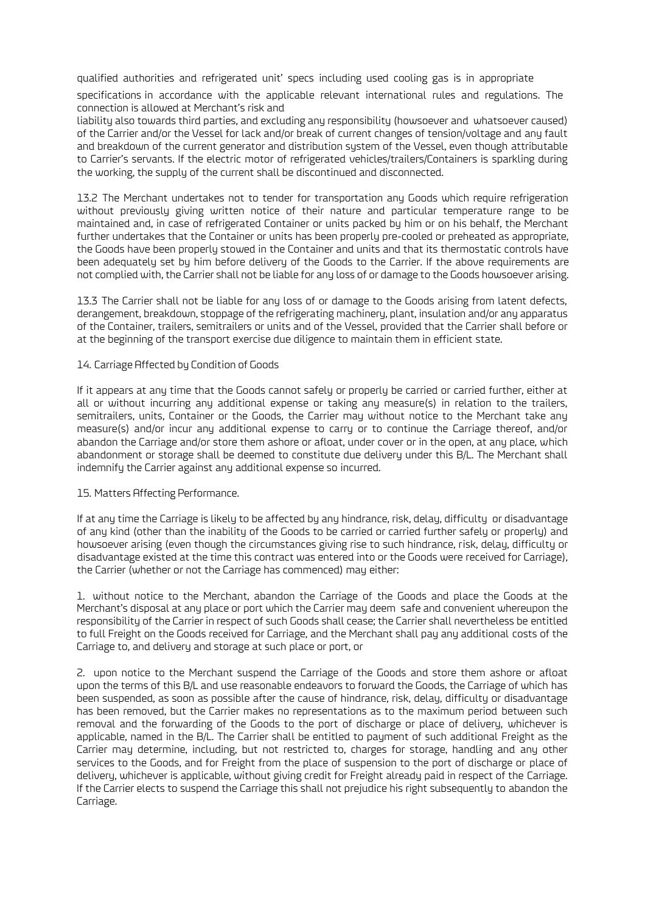qualified authorities and refrigerated unit' specs including used cooling gas is in appropriate specifications in accordance with the applicable relevant international rules and regulations. The connection is allowed at Merchant's risk and liability also towards third parties, and excluding any responsibility (howsoever and whatsoever caused) of the Carrier and/or the Vessel for lack and/or break of current changes of tension/voltage and any fault and breakdown of the current generator and distribution system of the Vessel, even though attributable to Carrier's servants. If the electric motor of refrigerated vehicles/trailers/Containers is sparkling during the working, the supply of the current shall be discontinued and disconnected.

13.2 The Merchant undertakes not to tender for transportation any Goods which require refrigeration without previously giving written notice of their nature and particular temperature range to be maintained and, in case of refrigerated Container or units packed by him or on his behalf, the Merchant further undertakes that the Container or units has been properly pre-cooled or preheated as appropriate, the Goods have been properly stowed in the Container and units and that its thermostatic controls have been adequately set by him before delivery of the Goods to the Carrier. If the above requirements are not complied with, the Carrier shall not be liable for any loss of or damage to the Goods howsoever arising.

13.3 The Carrier shall not be liable for any loss of or damage to the Goods arising from latent defects, derangement, breakdown, stoppage of the refrigerating machinery, plant, insulation and/or any apparatus of the Container, trailers, semitrailers or units and of the Vessel, provided that the Carrier shall before or at the beginning of the transport exercise due diligence to maintain them in efficient state.

## 14. Carriage Affected by Condition of Goods

If it appears at any time that the Goods cannot safely or properly be carried or carried further, either at all or without incurring any additional expense or taking any measure(s) in relation to the trailers, semitrailers, units, Container or the Goods, the Carrier may without notice to the Merchant take any measure(s) and/or incur any additional expense to carry or to continue the Carriage thereof, and/or abandon the Carriage and/or store them ashore or afloat, under cover or in the open, at any place, which abandonment or storage shall be deemed to constitute due delivery under this B/L. The Merchant shall indemnify the Carrier against any additional expense so incurred.

## 15. Matters Affecting Performance.

If at any time the Carriage is likely to be affected by any hindrance, risk, delay, difficulty or disadvantage of any kind (other than the inability of the Goods to be carried or carried further safely or properly) and howsoever arising (even though the circumstances giving rise to such hindrance, risk, delay, difficulty or disadvantage existed at the time this contract was entered into or the Goods were received for Carriage), the Carrier (whether or not the Carriage has commenced) may either:

1. without notice to the Merchant, abandon the Carriage of the Goods and place the Goods at the Merchant's disposal at any place or port which the Carrier may deem safe and convenient whereupon the responsibility of the Carrier in respect of such Goods shall cease; the Carrier shall nevertheless be entitled to full Freight on the Goods received for Carriage, and the Merchant shall pay any additional costs of the Carriage to, and delivery and storage at such place or port, or

2. upon notice to the Merchant suspend the Carriage of the Goods and store them ashore or afloat upon the terms of this B/L and use reasonable endeavors to forward the Goods, the Carriage of which has been suspended, as soon as possible after the cause of hindrance, risk, delay, difficulty or disadvantage has been removed, but the Carrier makes no representations as to the maximum period between such removal and the forwarding of the Goods to the port of discharge or place of delivery, whichever is applicable, named in the B/L. The Carrier shall be entitled to payment of such additional Freight as the Carrier may determine, including, but not restricted to, charges for storage, handling and any other services to the Goods, and for Freight from the place of suspension to the port of discharge or place of delivery, whichever is applicable, without giving credit for Freight already paid in respect of the Carriage. If the Carrier elects to suspend the Carriage this shall not prejudice his right subsequently to abandon the Carriage.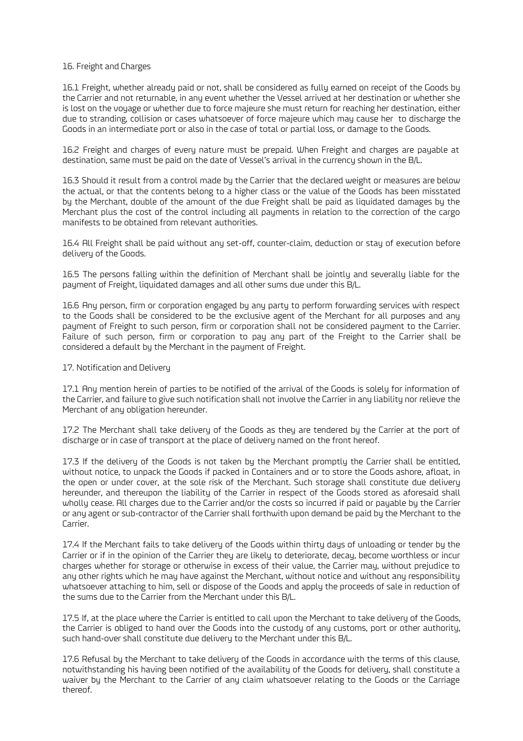## 16. Freight and Charges

16.1 Freight, whether already paid or not, shall be considered as fully earned on receipt of the Goods by the Carrier and not returnable, in any event whether the Vessel arrived at her destination or whether she is lost on the voyage or whether due to force majeure she must return for reaching her destination, either due to stranding, collision or cases whatsoever of force majeure which may cause her to discharge the Goods in an intermediate port or also in the case of total or partial loss, or damage to the Goods.

16.2 Freight and charges of every nature must be prepaid. When Freight and charges are payable at destination, same must be paid on the date of Vessel's arrival in the currency shown in the B/L.

16.3 Should it result from a control made by the Carrier that the declared weight or measures are below the actual, or that the contents belong to a higher class or the value of the Goods has been misstated by the Merchant, double of the amount of the due Freight shall be paid as liquidated damages by the Merchant plus the cost of the control including all payments in relation to the correction of the cargo manifests to be obtained from relevant authorities.

16.4 All Freight shall be paid without any set-off, counter-claim, deduction or stay of execution before delivery of the Goods.

16.5 The persons falling within the definition of Merchant shall be jointly and severally liable for the payment of Freight, liquidated damages and all other sums due under this B/L.

16.6 Any person, firm or corporation engaged by any party to perform forwarding services with respect to the Goods shall be considered to be the exclusive agent of the Merchant for all purposes and any payment of Freight to such person, firm or corporation shall not be considered payment to the Carrier. Failure of such person, firm or corporation to pay any part of the Freight to the Carrier shall be considered a default by the Merchant in the payment of Freight.

## 17. Notification and Delivery

17.1 Any mention herein of parties to be notified of the arrival of the Goods is solely for information of the Carrier, and failure to give such notification shall not involve the Carrier in any liability nor relieve the Merchant of any obligation hereunder.

17.2 The Merchant shall take delivery of the Goods as they are tendered by the Carrier at the port of discharge or in case of transport at the place of delivery named on the front hereof.

17.3 If the delivery of the Goods is not taken by the Merchant promptly the Carrier shall be entitled, without notice, to unpack the Goods if packed in Containers and or to store the Goods ashore, afloat, in the open or under cover, at the sole risk of the Merchant. Such storage shall constitute due delivery hereunder, and thereupon the liability of the Carrier in respect of the Goods stored as aforesaid shall wholly cease. All charges due to the Carrier and/or the costs so incurred if paid or payable by the Carrier or any agent or sub-contractor of the Carrier shall forthwith upon demand be paid by the Merchant to the Carrier.

17.4 If the Merchant fails to take delivery of the Goods within thirty days of unloading or tender by the Carrier or if in the opinion of the Carrier they are likely to deteriorate, decay, become worthless or incur charges whether for storage or otherwise in excess of their value, the Carrier may, without prejudice to any other rights which he may have against the Merchant, without notice and without any responsibility whatsoever attaching to him, sell or dispose of the Goods and apply the proceeds of sale in reduction of the sums due to the Carrier from the Merchant under this B/L.

17.5 If, at the place where the Carrier is entitled to call upon the Merchant to take delivery of the Goods, the Carrier is obliged to hand over the Goods into the custody of any customs, port or other authority, such hand-over shall constitute due delivery to the Merchant under this B/L.

17.6 Refusal by the Merchant to take delivery of the Goods in accordance with the terms of this clause, notwithstanding his having been notified of the availability of the Goods for delivery, shall constitute a waiver by the Merchant to the Carrier of any claim whatsoever relating to the Goods or the Carriage thereof.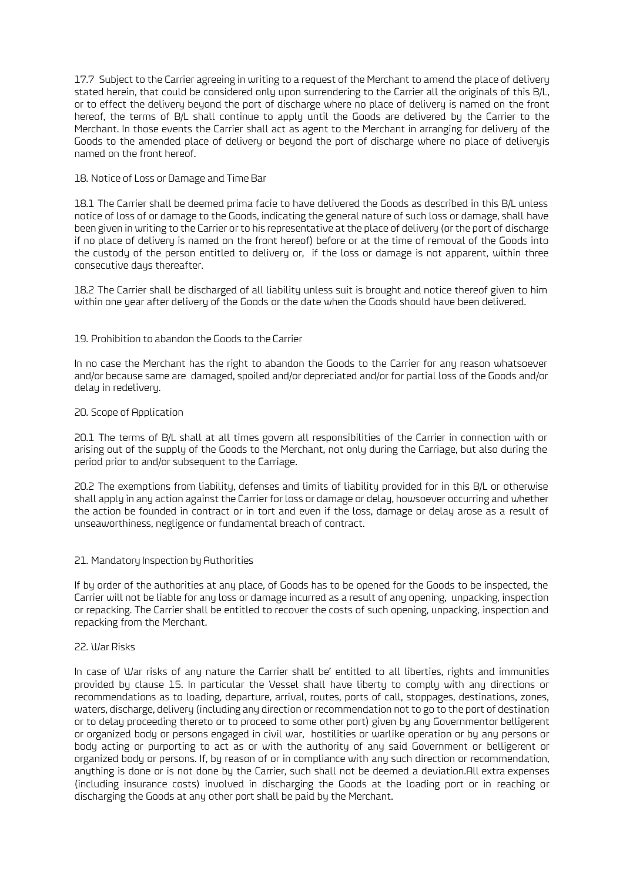17.7 Subject to the Carrier agreeing in writing to a request of the Merchant to amend the place of delivery stated herein, that could be considered only upon surrendering to the Carrier all the originals of this B/L, or to effect the delivery beyond the port of discharge where no place of delivery is named on the front hereof, the terms of B/L shall continue to apply until the Goods are delivered by the Carrier to the Merchant. In those events the Carrier shall act as agent to the Merchant in arranging for delivery of the Goods to the amended place of delivery or beyond the port of discharge where no place of deliveryis named on the front hereof.

## 18. Notice of Loss or Damage and Time Bar

18.1 The Carrier shall be deemed prima facie to have delivered the Goods as described in this B/L unless notice of loss of or damage to the Goods, indicating the general nature of such loss or damage, shall have been given in writing to the Carrier or to his representative at the place of delivery (or the port of discharge if no place of delivery is named on the front hereof) before or at the time of removal of the Goods into the custody of the person entitled to delivery or, if the loss or damage is not apparent, within three consecutive days thereafter.

18.2 The Carrier shall be discharged of all liability unless suit is brought and notice thereof given to him within one year after delivery of the Goods or the date when the Goods should have been delivered.

## 19. Prohibition to abandon the Goods to the Carrier

In no case the Merchant has the right to abandon the Goods to the Carrier for any reason whatsoever and/or because same are damaged, spoiled and/or depreciated and/or for partial loss of the Goods and/or delay in redelivery.

## 20. Scope of Application

20.1 The terms of B/L shall at all times govern all responsibilities of the Carrier in connection with or arising out of the supply of the Goods to the Merchant, not only during the Carriage, but also during the period prior to and/or subsequent to the Carriage.

20.2 The exemptions from liability, defenses and limits of liability provided for in this B/L or otherwise shall apply in any action against the Carrier for loss or damage or delay, howsoever occurring and whether the action be founded in contract or in tort and even if the loss, damage or delay arose as a result of unseaworthiness, negligence or fundamental breach of contract.

## 21. Mandatory Inspection by Authorities

If by order of the authorities at any place, of Goods has to be opened for the Goods to be inspected, the Carrier will not be liable for any loss or damage incurred as a result of any opening, unpacking, inspection or repacking. The Carrier shall be entitled to recover the costs of such opening, unpacking, inspection and repacking from the Merchant.

## 22. War Risks

In case of War risks of any nature the Carrier shall be' entitled to all liberties, rights and immunities provided by clause 15. In particular the Vessel shall have liberty to comply with any directions or recommendations as to loading, departure, arrival, routes, ports of call, stoppages, destinations, zones, waters, discharge, delivery (including any direction or recommendation not to go to the port of destination or to delay proceeding thereto or to proceed to some other port) given by any Governmentor belligerent or organized body or persons engaged in civil war, hostilities or warlike operation or by any persons or body acting or purporting to act as or with the authority of any said Government or belligerent or organized body or persons. If, by reason of or in compliance with any such direction or recommendation, anything is done or is not done by the Carrier, such shall not be deemed a deviation.All extra expenses (including insurance costs) involved in discharging the Goods at the loading port or in reaching or discharging the Goods at any other port shall be paid by the Merchant.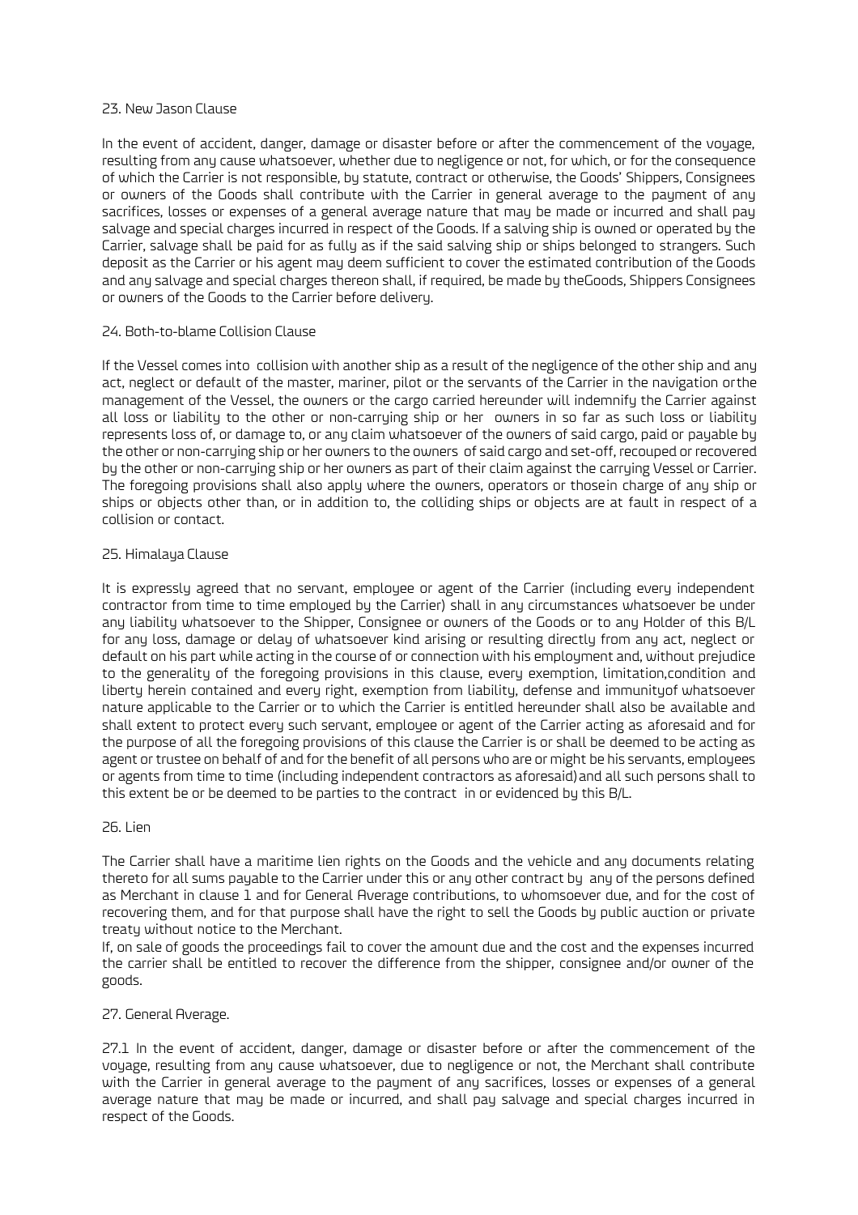## 23. New Jason Clause

In the event of accident, danger, damage or disaster before or after the commencement of the voyage, resulting from any cause whatsoever, whether due to negligence or not, for which, or for the consequence of which the Carrier is not responsible, by statute, contract or otherwise, the Goods' Shippers, Consignees or owners of the Goods shall contribute with the Carrier in general average to the payment of any sacrifices, losses or expenses of a general average nature that may be made or incurred and shall pay salvage and special charges incurred in respect of the Goods. If a salving ship is owned or operated by the Carrier, salvage shall be paid for as fully as if the said salving ship or ships belonged to strangers. Such deposit as the Carrier or his agent may deem sufficient to cover the estimated contribution of the Goods and any salvage and special charges thereon shall, if required, be made by theGoods, Shippers Consignees or owners of the Goods to the Carrier before delivery.

## 24. Both-to-blame Collision Clause

If the Vessel comes into collision with another ship as a result of the negligence of the other ship and any act, neglect or default of the master, mariner, pilot or the servants of the Carrier in the navigation orthe management of the Vessel, the owners or the cargo carried hereunder will indemnify the Carrier against all loss or liability to the other or non-carrying ship or her owners in so far as such loss or liability represents loss of, or damage to, or any claim whatsoever of the owners of said cargo, paid or payable by the other or non-carrying ship or her owners to the owners of said cargo and set-off, recouped or recovered by the other or non-carrying ship or her owners as part of their claim against the carrying Vessel or Carrier. The foregoing provisions shall also apply where the owners, operators or thosein charge of any ship or ships or objects other than, or in addition to, the colliding ships or objects are at fault in respect of a collision or contact.

## 25. Himalaya Clause

It is expressly agreed that no servant, employee or agent of the Carrier (including every independent contractor from time to time employed by the Carrier) shall in any circumstances whatsoever be under any liability whatsoever to the Shipper, Consignee or owners of the Goods or to any Holder of this B/L for any loss, damage or delay of whatsoever kind arising or resulting directly from any act, neglect or default on his part while acting in the course of or connection with his employment and, without prejudice to the generality of the foregoing provisions in this clause, every exemption, limitation,condition and liberty herein contained and every right, exemption from liability, defense and immunityof whatsoever nature applicable to the Carrier or to which the Carrier is entitled hereunder shall also be available and shall extent to protect every such servant, employee or agent of the Carrier acting as aforesaid and for the purpose of all the foregoing provisions of this clause the Carrier is or shall be deemed to be acting as agent or trustee on behalf of and for the benefit of all persons who are or might be his servants, employees or agents from time to time (including independent contractors as aforesaid)and all such persons shall to this extent be or be deemed to be parties to the contract in or evidenced by this B/L.

## 26. Lien

The Carrier shall have a maritime lien rights on the Goods and the vehicle and any documents relating thereto for all sums payable to the Carrier under this or any other contract by any of the persons defined as Merchant in clause 1 and for General Average contributions, to whomsoever due, and for the cost of recovering them, and for that purpose shall have the right to sell the Goods by public auction or private treaty without notice to the Merchant.

If, on sale of goods the proceedings fail to cover the amount due and the cost and the expenses incurred the carrier shall be entitled to recover the difference from the shipper, consignee and/or owner of the goods.

## 27. General Average.

27.1 In the event of accident, danger, damage or disaster before or after the commencement of the voyage, resulting from any cause whatsoever, due to negligence or not, the Merchant shall contribute with the Carrier in general average to the payment of any sacrifices, losses or expenses of a general average nature that may be made or incurred, and shall pay salvage and special charges incurred in respect of the Goods.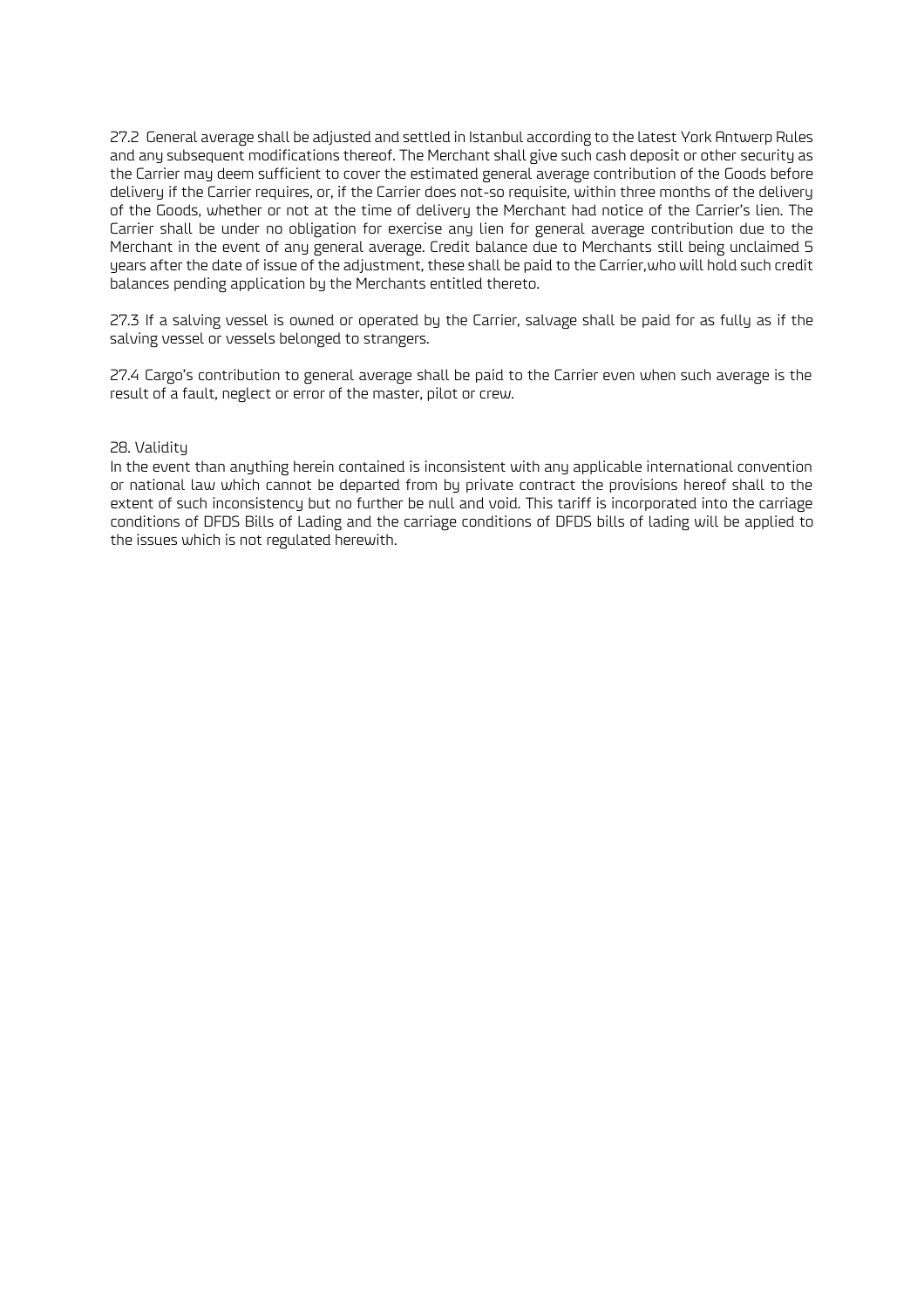27.2 General average shall be adjusted and settled in Istanbul according to the latest York Antwerp Rules and any subsequent modifications thereof. The Merchant shall give such cash deposit or other security as the Carrier may deem sufficient to cover the estimated general average contribution of the Goods before delivery if the Carrier requires, or, if the Carrier does not-so requisite, within three months of the delivery of the Goods, whether or not at the time of delivery the Merchant had notice of the Carrier's lien. The Carrier shall be under no obligation for exercise any lien for general average contribution due to the Merchant in the event of any general average. Credit balance due to Merchants still being unclaimed 5 years after the date of issue of the adjustment, these shall be paid to the Carrier,who will hold such credit balances pending application by the Merchants entitled thereto.

27.3 If a salving vessel is owned or operated by the Carrier, salvage shall be paid for as fully as if the salving vessel or vessels belonged to strangers.

27.4 Cargo's contribution to general average shall be paid to the Carrier even when such average is the result of a fault, neglect or error of the master, pilot or crew.

28. Validity

In the event than anything herein contained is inconsistent with any applicable international convention or national law which cannot be departed from by private contract the provisions hereof shall to the extent of such inconsistency but no further be null and void. This tariff is incorporated into the carriage conditions of DFDS Bills of Lading and the carriage conditions of DFDS bills of lading will be applied to the issues which is not regulated herewith.